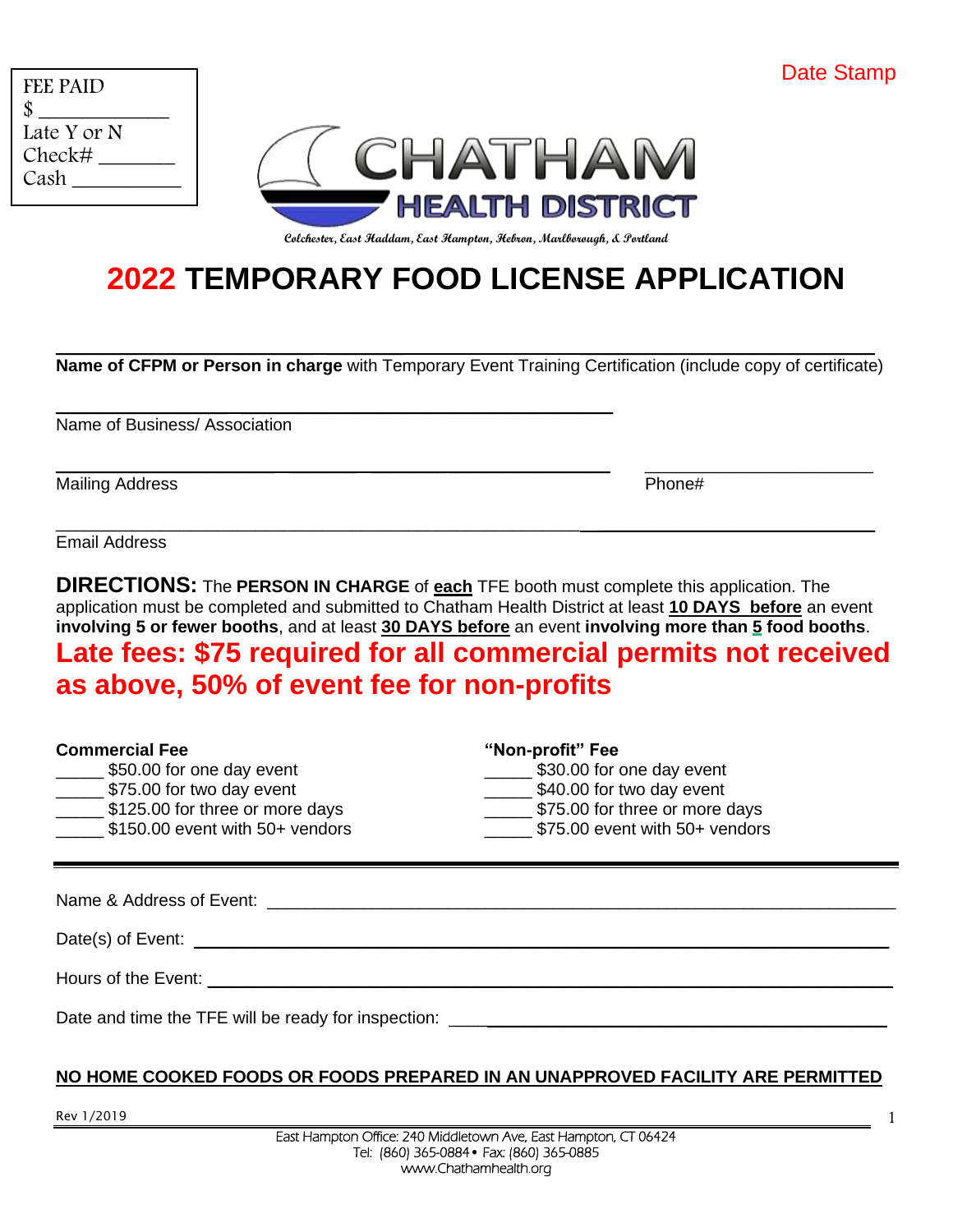FEE PAID
$ ____________
Late Y or N
Check# _______
Cash __________

Date Stamp

CHATHAM HEALTH DISTRICT

Colchester, East Haddam, East Hampton, Hebron, Marlborough, & Portland

# 2022 TEMPORARY FOOD LICENSE APPLICATION

______________________________________________________________________

**Name of CFPM or Person in charge** with Temporary Event Training Certification (include copy of certificate)

______________________________________________________________________

Name of Business/ Association

______________________________________________________________________ ________________________

Mailing Address Phone#

______________________________________________________________________

Email Address

**DIRECTIONS:** The **PERSON IN CHARGE** of **each** TFE booth must complete this application. The application must be completed and submitted to Chatham Health District at least **10 DAYS before** an event **involving 5 or fewer booths**, and at least **30 DAYS before** an event **involving more than 5 food booths**.

**Late fees: $75 required for all commercial permits not received as above, 50% of event fee for non-profits**

**Commercial Fee**

_____ $50.00 for one day event
_____ $75.00 for two day event
_____ $125.00 for three or more days
_____ $150.00 event with 50+ vendors

**"Non-profit" Fee**

_____ $30.00 for one day event
_____ $40.00 for two day event
_____ $75.00 for three or more days
_____ $75.00 event with 50+ vendors

---

Name & Address of Event: ______________________________________________________________

Date(s) of Event: ______________________________________________________________

Hours of the Event: ______________________________________________________________

Date and time the TFE will be ready for inspection: ________________________________________

**NO HOME COOKED FOODS OR FOODS PREPARED IN AN UNAPPROVED FACILITY ARE PERMITTED**

Rev 1/2019

East Hampton Office: 240 Middletown Ave, East Hampton, CT 06424
Tel: (860) 365-0884 • Fax: (860) 365-0885
www.Chathamhealth.org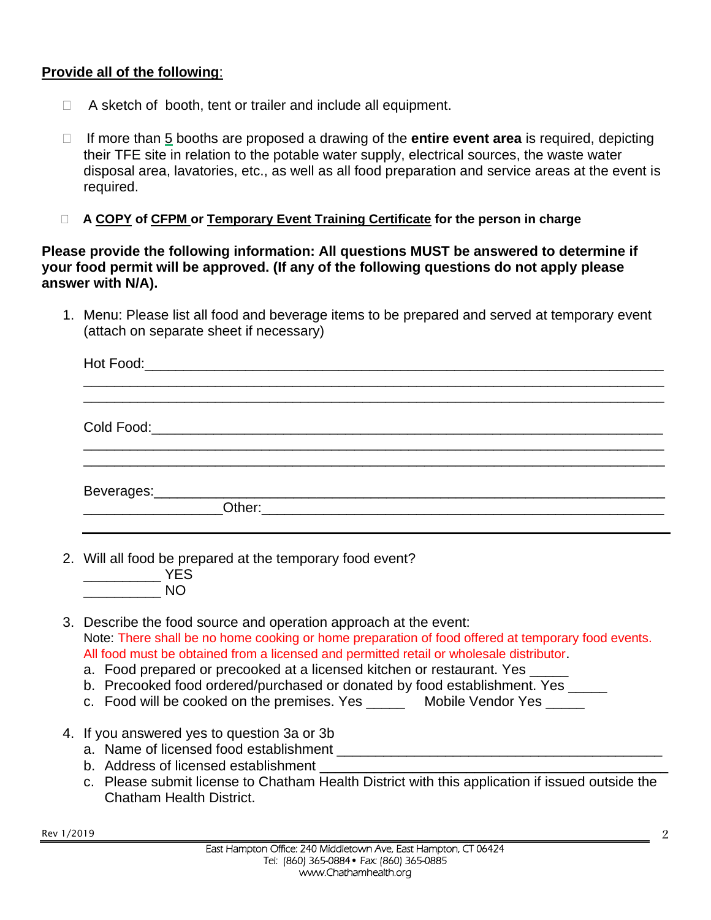**<u>Provide all of the following</u>**:

- ☐ A sketch of booth, tent or trailer and include all equipment.
- ☐ If more than <u>5</u> booths are proposed a drawing of the **entire event area** is required, depicting their TFE site in relation to the potable water supply, electrical sources, the waste water disposal area, lavatories, etc., as well as all food preparation and service areas at the event is required.
- ☐ **A <u>COPY</u> of <u>CFPM</u> or <u>Temporary Event Training Certificate</u> for the person in charge**

**Please provide the following information: All questions MUST be answered to determine if your food permit will be approved. (If any of the following questions do not apply please answer with N/A).**

1. Menu: Please list all food and beverage items to be prepared and served at temporary event (attach on separate sheet if necessary)

   Hot Food:_______________________________________________________________
   ________________________________________________________________________
   ________________________________________________________________________

   Cold Food:______________________________________________________________
   ________________________________________________________________________
   ________________________________________________________________________

   Beverages:______________________________________________________________
   _________________Other:___________________________________________________

2. Will all food be prepared at the temporary food event?
   __________ YES
   __________ NO

3. Describe the food source and operation approach at the event:
   Note: There shall be no home cooking or home preparation of food offered at temporary food events. All food must be obtained from a licensed and permitted retail or wholesale distributor.
   a. Food prepared or precooked at a licensed kitchen or restaurant. Yes _____
   b. Precooked food ordered/purchased or donated by food establishment. Yes _____
   c. Food will be cooked on the premises. Yes _____ Mobile Vendor Yes _____

4. If you answered yes to question 3a or 3b
   a. Name of licensed food establishment ____________________________________________
   b. Address of licensed establishment ______________________________________________
   c. Please submit license to Chatham Health District with this application if issued outside the Chatham Health District.

Rev 1/2019

East Hampton Office: 240 Middletown Ave, East Hampton, CT 06424
Tel: (860) 365-0884 • Fax: (860) 365-0885
www.Chathamhealth.org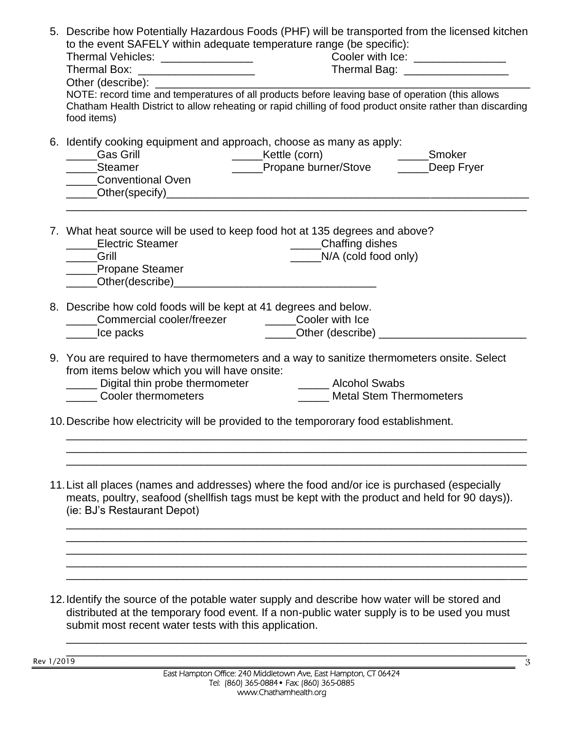5. Describe how Potentially Hazardous Foods (PHF) will be transported from the licensed kitchen to the event SAFELY within adequate temperature range (be specific):

   Thermal Vehicles: _______________ Cooler with Ice: _______________

   Thermal Box: ___________________ Thermal Bag: _________________

   Other (describe): ______________________________________________________________

   NOTE: record time and temperatures of all products before leaving base of operation (this allows Chatham Health District to allow reheating or rapid chilling of food product onsite rather than discarding food items)

6. Identify cooking equipment and approach, choose as many as apply:

   _____Gas Grill _____Kettle (corn) _____Smoker

   _____Steamer _____Propane burner/Stove _____Deep Fryer

   _____Conventional Oven

   _____Other(specify)_______________________________________________________________

   ______________________________________________________________________________

7. What heat source will be used to keep food hot at 135 degrees and above?

   _____Electric Steamer _____Chaffing dishes

   _____Grill _____N/A (cold food only)

   _____Propane Steamer

   _____Other(describe)________________________________

8. Describe how cold foods will be kept at 41 degrees and below.

   _____Commercial cooler/freezer _____Cooler with Ice

   _____Ice packs _____Other (describe) ________________________

9. You are required to have thermometers and a way to sanitize thermometers onsite. Select from items below which you will have onsite:

   _____ Digital thin probe thermometer _____ Alcohol Swabs

   _____ Cooler thermometers _____ Metal Stem Thermometers

10. Describe how electricity will be provided to the tempororary food establishment.

    ______________________________________________________________________________

    ______________________________________________________________________________

    ______________________________________________________________________________

11. List all places (names and addresses) where the food and/or ice is purchased (especially meats, poultry, seafood (shellfish tags must be kept with the product and held for 90 days)). (ie: BJ's Restaurant Depot)

    ______________________________________________________________________________

    ______________________________________________________________________________

    ______________________________________________________________________________

    ______________________________________________________________________________

    ______________________________________________________________________________

12. Identify the source of the potable water supply and describe how water will be stored and distributed at the temporary food event. If a non-public water supply is to be used you must submit most recent water tests with this application.

    ______________________________________________________________________________

    ______________________________________________________________________________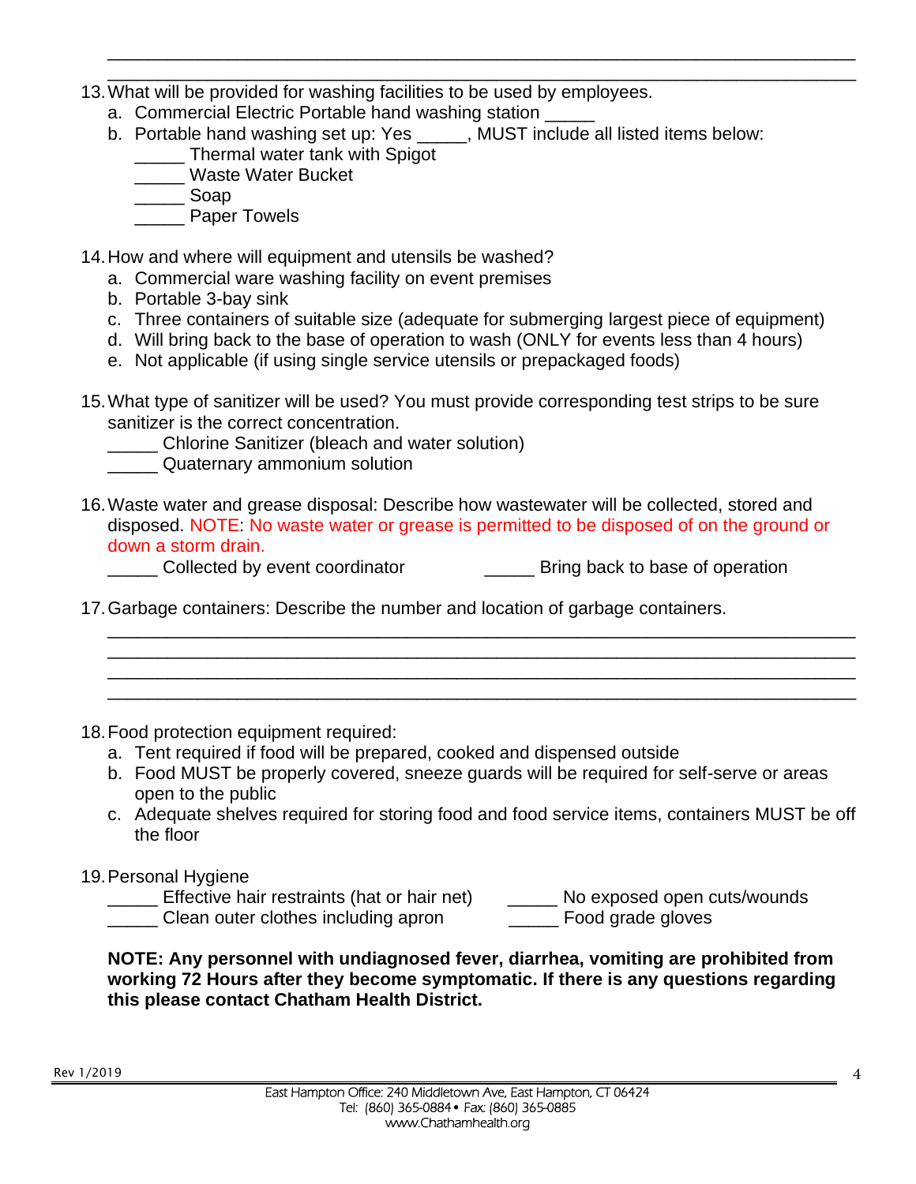\_\_\_\_\_\_\_\_\_\_\_\_\_\_\_\_\_\_\_\_\_\_\_\_\_\_\_\_\_\_\_\_\_\_\_\_\_\_\_\_\_\_\_\_\_\_\_\_\_\_\_\_\_\_\_\_\_\_\_\_\_\_\_\_\_\_\_\_\_\_\_\_
\_\_\_\_\_\_\_\_\_\_\_\_\_\_\_\_\_\_\_\_\_\_\_\_\_\_\_\_\_\_\_\_\_\_\_\_\_\_\_\_\_\_\_\_\_\_\_\_\_\_\_\_\_\_\_\_\_\_\_\_\_\_\_\_\_\_\_\_\_\_\_\_

13. What will be provided for washing facilities to be used by employees.
    a. Commercial Electric Portable hand washing station _____
    b. Portable hand washing set up: Yes _____, MUST include all listed items below:
       _____ Thermal water tank with Spigot
       _____ Waste Water Bucket
       _____ Soap
       _____ Paper Towels

14. How and where will equipment and utensils be washed?
    a. Commercial ware washing facility on event premises
    b. Portable 3-bay sink
    c. Three containers of suitable size (adequate for submerging largest piece of equipment)
    d. Will bring back to the base of operation to wash (ONLY for events less than 4 hours)
    e. Not applicable (if using single service utensils or prepackaged foods)

15. What type of sanitizer will be used? You must provide corresponding test strips to be sure sanitizer is the correct concentration.
    _____ Chlorine Sanitizer (bleach and water solution)
    _____ Quaternary ammonium solution

16. Waste water and grease disposal: Describe how wastewater will be collected, stored and disposed. NOTE: No waste water or grease is permitted to be disposed of on the ground or down a storm drain.
    _____ Collected by event coordinator     _____ Bring back to base of operation

17. Garbage containers: Describe the number and location of garbage containers.
    \_\_\_\_\_\_\_\_\_\_\_\_\_\_\_\_\_\_\_\_\_\_\_\_\_\_\_\_\_\_\_\_\_\_\_\_\_\_\_\_\_\_\_\_\_\_\_\_\_\_\_\_\_\_\_\_\_\_\_\_\_\_\_\_\_\_\_\_\_\_\_\_
    \_\_\_\_\_\_\_\_\_\_\_\_\_\_\_\_\_\_\_\_\_\_\_\_\_\_\_\_\_\_\_\_\_\_\_\_\_\_\_\_\_\_\_\_\_\_\_\_\_\_\_\_\_\_\_\_\_\_\_\_\_\_\_\_\_\_\_\_\_\_\_\_
    \_\_\_\_\_\_\_\_\_\_\_\_\_\_\_\_\_\_\_\_\_\_\_\_\_\_\_\_\_\_\_\_\_\_\_\_\_\_\_\_\_\_\_\_\_\_\_\_\_\_\_\_\_\_\_\_\_\_\_\_\_\_\_\_\_\_\_\_\_\_\_\_
    \_\_\_\_\_\_\_\_\_\_\_\_\_\_\_\_\_\_\_\_\_\_\_\_\_\_\_\_\_\_\_\_\_\_\_\_\_\_\_\_\_\_\_\_\_\_\_\_\_\_\_\_\_\_\_\_\_\_\_\_\_\_\_\_\_\_\_\_\_\_\_\_

18. Food protection equipment required:
    a. Tent required if food will be prepared, cooked and dispensed outside
    b. Food MUST be properly covered, sneeze guards will be required for self-serve or areas open to the public
    c. Adequate shelves required for storing food and food service items, containers MUST be off the floor

19. Personal Hygiene
    _____ Effective hair restraints (hat or hair net)     _____ No exposed open cuts/wounds
    _____ Clean outer clothes including apron     _____ Food grade gloves

**NOTE: Any personnel with undiagnosed fever, diarrhea, vomiting are prohibited from working 72 Hours after they become symptomatic. If there is any questions regarding this please contact Chatham Health District.**

Rev 1/2019

East Hampton Office: 240 Middletown Ave, East Hampton, CT 06424
Tel: (860) 365-0884 • Fax: (860) 365-0885
www.Chathamhealth.org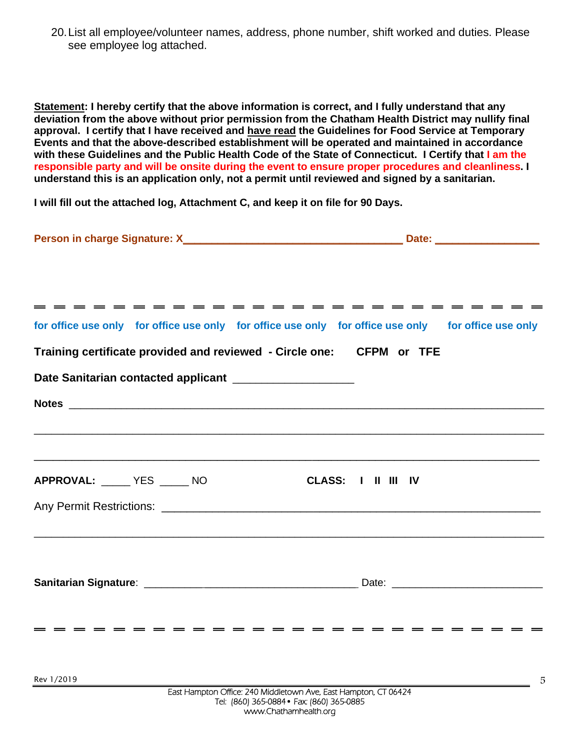20. List all employee/volunteer names, address, phone number, shift worked and duties. Please see employee log attached.

**Statement: I hereby certify that the above information is correct, and I fully understand that any deviation from the above without prior permission from the Chatham Health District may nullify final approval. I certify that I have received and have read the Guidelines for Food Service at Temporary Events and that the above-described establishment will be operated and maintained in accordance with these Guidelines and the Public Health Code of the State of Connecticut. I Certify that I am the responsible party and will be onsite during the event to ensure proper procedures and cleanliness. I understand this is an application only, not a permit until reviewed and signed by a sanitarian.**

**I will fill out the attached log, Attachment C, and keep it on file for 90 Days.**

**Person in charge Signature: X____________________________________ Date: _________________**

---

**for office use only for office use only for office use only for office use only for office use only**

**Training certificate provided and reviewed - Circle one: CFPM or TFE**

**Date Sanitarian contacted applicant** ___________________

**Notes** ______________________________________________________________________________

______________________________________________________________________________________

______________________________________________________________________________________

**APPROVAL:** _____ YES _____ NO **CLASS: I II III IV**

Any Permit Restrictions: _______________________________________________________________

______________________________________________________________________________________

**Sanitarian Signature**: ___________________________________ Date: _________________________

---

Rev 1/2019

East Hampton Office: 240 Middletown Ave, East Hampton, CT 06424
Tel: (860) 365-0884 • Fax: (860) 365-0885
www.Chathamhealth.org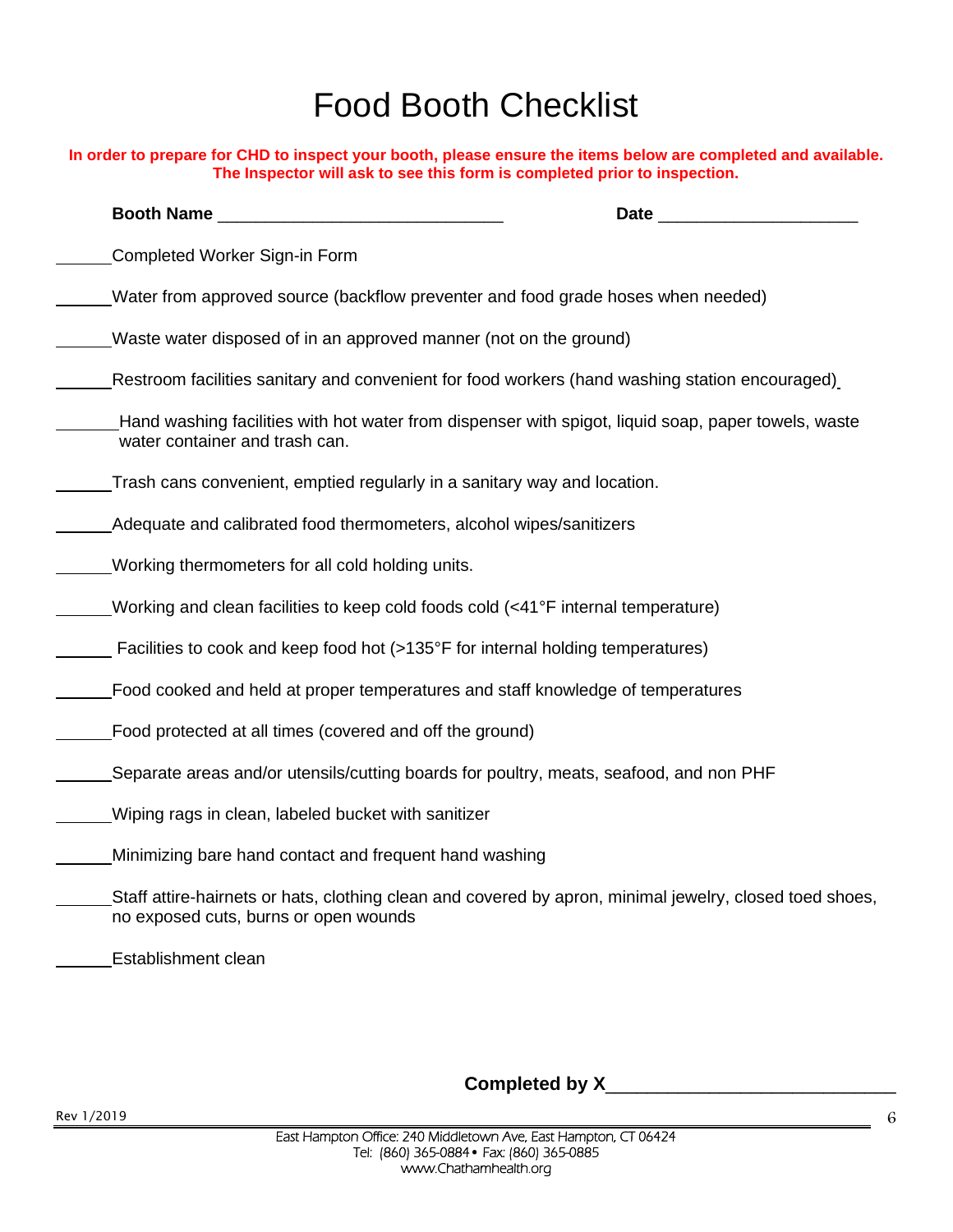# Food Booth Checklist

**In order to prepare for CHD to inspect your booth, please ensure the items below are completed and available. The Inspector will ask to see this form is completed prior to inspection.**

**Booth Name** ______________________________ **Date** _____________________

______Completed Worker Sign-in Form

______Water from approved source (backflow preventer and food grade hoses when needed)

______Waste water disposed of in an approved manner (not on the ground)

______Restroom facilities sanitary and convenient for food workers (hand washing station encouraged)

______Hand washing facilities with hot water from dispenser with spigot, liquid soap, paper towels, waste water container and trash can.

______Trash cans convenient, emptied regularly in a sanitary way and location.

______Adequate and calibrated food thermometers, alcohol wipes/sanitizers

______Working thermometers for all cold holding units.

______Working and clean facilities to keep cold foods cold (<41°F internal temperature)

______ Facilities to cook and keep food hot (>135°F for internal holding temperatures)

______Food cooked and held at proper temperatures and staff knowledge of temperatures

______Food protected at all times (covered and off the ground)

______Separate areas and/or utensils/cutting boards for poultry, meats, seafood, and non PHF

______Wiping rags in clean, labeled bucket with sanitizer

______Minimizing bare hand contact and frequent hand washing

______Staff attire-hairnets or hats, clothing clean and covered by apron, minimal jewelry, closed toed shoes, no exposed cuts, burns or open wounds

______Establishment clean

**Completed by X**______________________________

Rev 1/2019

East Hampton Office: 240 Middletown Ave, East Hampton, CT 06424
Tel: (860) 365-0884 • Fax: (860) 365-0885
www.Chathamhealth.org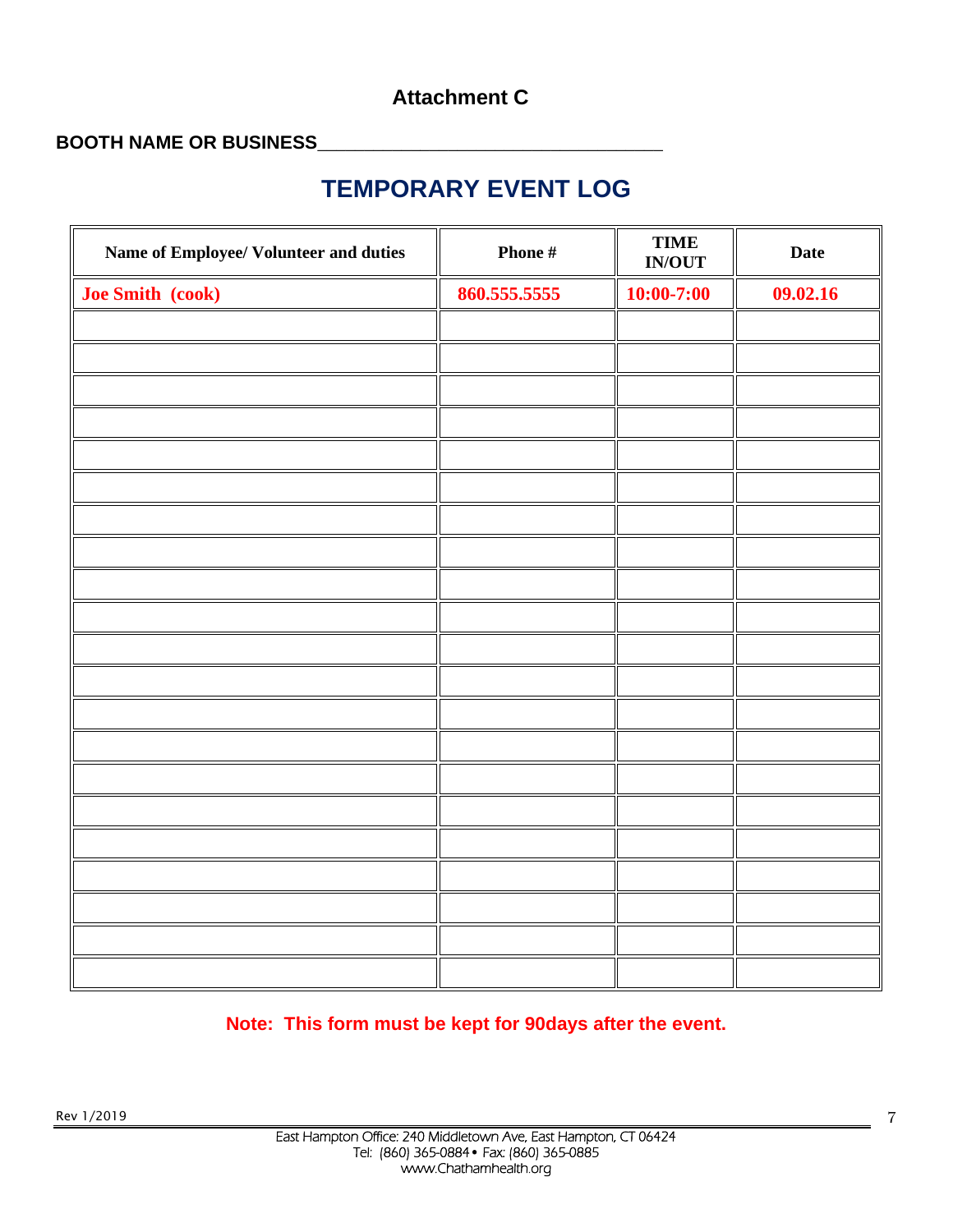## Attachment C

**BOOTH NAME OR BUSINESS**___________________________________

# TEMPORARY EVENT LOG

| Name of Employee/ Volunteer and duties | Phone # | TIME IN/OUT | Date |
|---|---|---|---|
| **Joe Smith (cook)** | **860.555.5555** | **10:00-7:00** | **09.02.16** |
| | | | |
| | | | |
| | | | |
| | | | |
| | | | |
| | | | |
| | | | |
| | | | |
| | | | |
| | | | |
| | | | |
| | | | |
| | | | |
| | | | |
| | | | |
| | | | |
| | | | |
| | | | |
| | | | |
| | | | |
| | | | |

**Note: This form must be kept for 90days after the event.**

Rev 1/2019

East Hampton Office: 240 Middletown Ave, East Hampton, CT 06424
Tel: (860) 365-0884 • Fax: (860) 365-0885
www.Chathamhealth.org